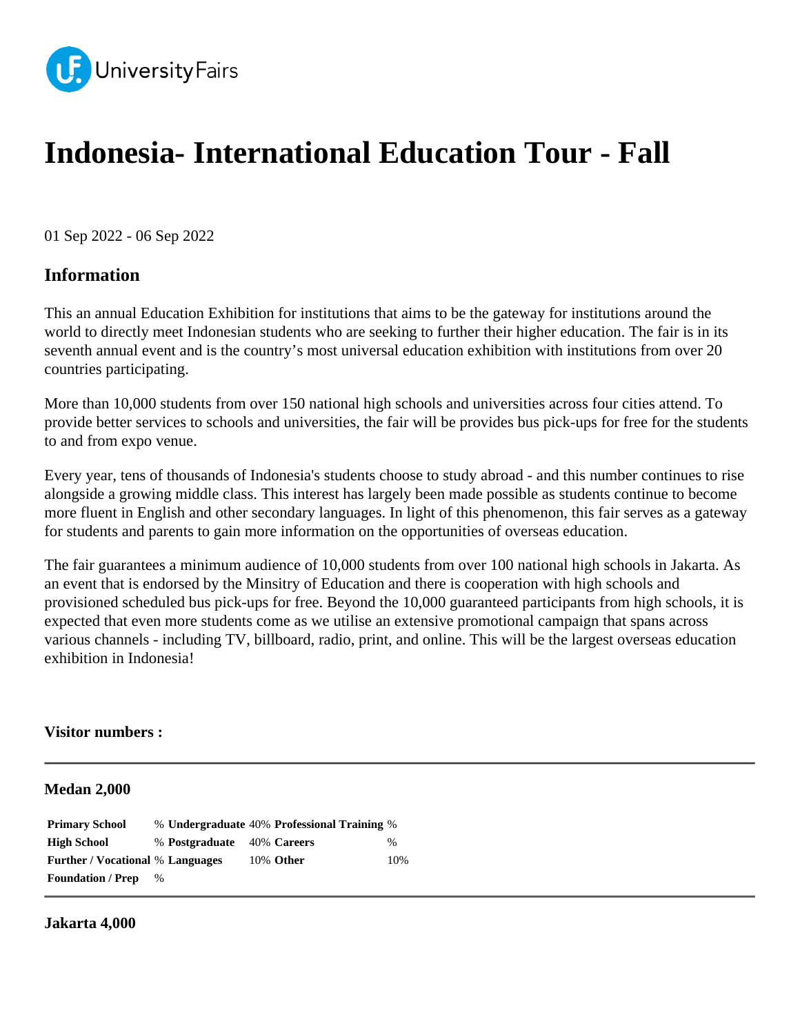UniversityFairs

# Indonesia- International Education Tour - Fall

01 Sep 2022 - 06 Sep 2022

## Information

This an annual Education Exhibition for institutions that aims to be the gateway for institutions around the world to directly meet Indonesian students who are seeking to further their higher education. The fair is in its seventh annual event and is the country's most universal education exhibition with institutions from over 20 countries participating.

More than 10,000 students from over 150 national high schools and universities across four cities attend. To provide better services to schools and universities, the fair will be provides bus pick-ups for free for the students to and from expo venue.

Every year, tens of thousands of Indonesia's students choose to study abroad - and this number continues to rise alongside a growing middle class. This interest has largely been made possible as students continue to become more fluent in English and other secondary languages. In light of this phenomenon, this fair serves as a gateway for students and parents to gain more information on the opportunities of overseas education.

The fair guarantees a minimum audience of 10,000 students from over 100 national high schools in Jakarta. As an event that is endorsed by the Minsitry of Education and there is cooperation with high schools and provisioned scheduled bus pick-ups for free. Beyond the 10,000 guaranteed participants from high schools, it is expected that even more students come as we utilise an extensive promotional campaign that spans across various channels - including TV, billboard, radio, print, and online. This will be the largest overseas education exhibition in Indonesia!

**Visitor numbers :**

---

**Medan 2,000**

| | | | | | |
|---|---|---|---|---|---|
| **Primary School** | % | **Undergraduate** | 40% | **Professional Training** | % |
| **High School** | % | **Postgraduate** | 40% | **Careers** | % |
| **Further / Vocational** | % | **Languages** | 10% | **Other** | 10% |
| **Foundation / Prep** | % | | | | |

---

**Jakarta 4,000**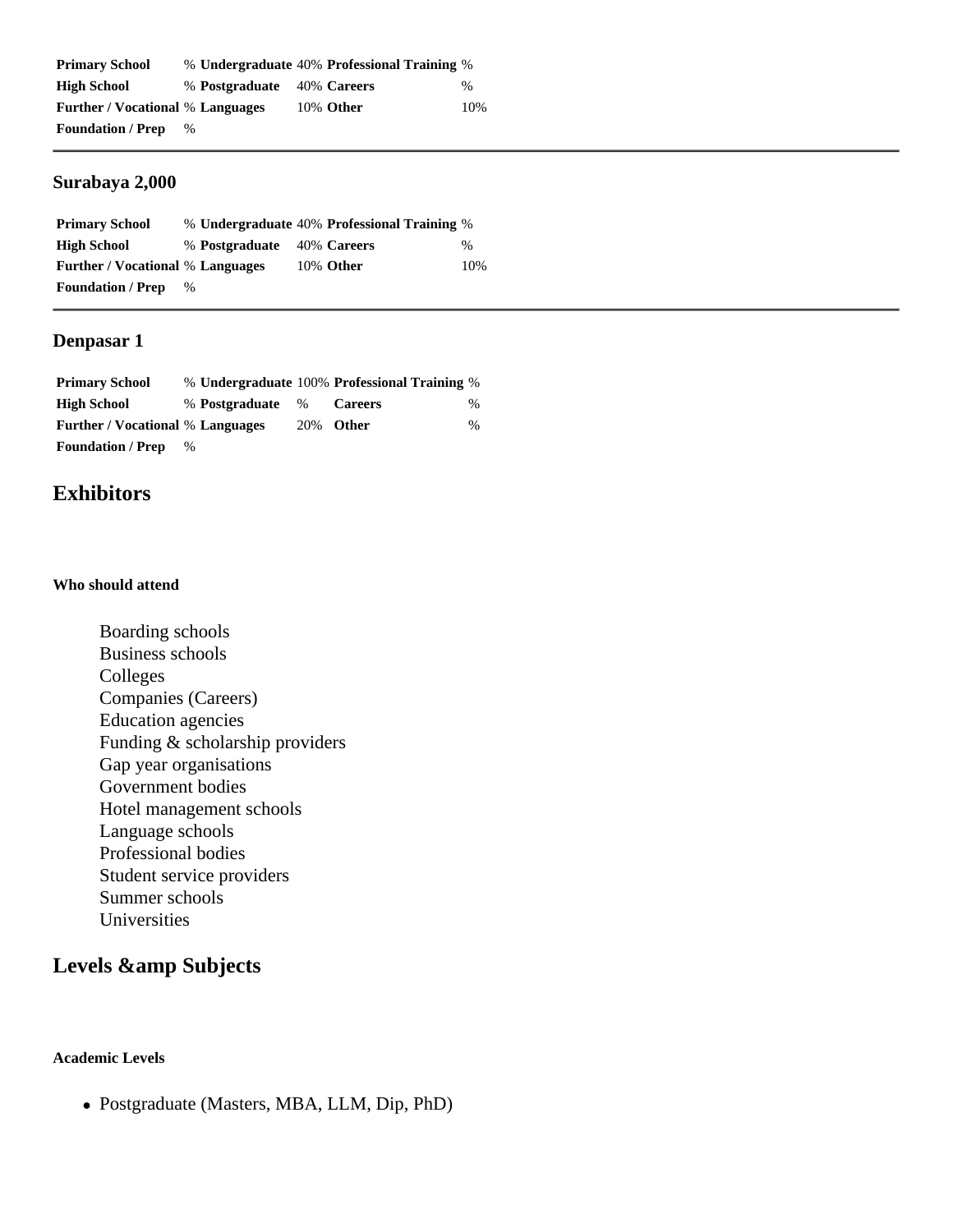| Primary School | % | Undergraduate | 40% | Professional Training | % |
|---|---|---|---|---|---|
| High School | % | Postgraduate | 40% | Careers | % |
| Further / Vocational | % | Languages | 10% | Other | 10% |
| Foundation / Prep | % | | | | |

---

### Surabaya 2,000

| Primary School | % | Undergraduate | 40% | Professional Training | % |
|---|---|---|---|---|---|
| High School | % | Postgraduate | 40% | Careers | % |
| Further / Vocational | % | Languages | 10% | Other | 10% |
| Foundation / Prep | % | | | | |

---

### Denpasar 1

| Primary School | % | Undergraduate | 100% | Professional Training | % |
|---|---|---|---|---|---|
| High School | % | Postgraduate | % | Careers | % |
| Further / Vocational | % | Languages | 20% | Other | % |
| Foundation / Prep | % | | | | |

## Exhibitors

#### Who should attend

Boarding schools
Business schools
Colleges
Companies (Careers)
Education agencies
Funding & scholarship providers
Gap year organisations
Government bodies
Hotel management schools
Language schools
Professional bodies
Student service providers
Summer schools
Universities

## Levels &amp Subjects

#### Academic Levels

- Postgraduate (Masters, MBA, LLM, Dip, PhD)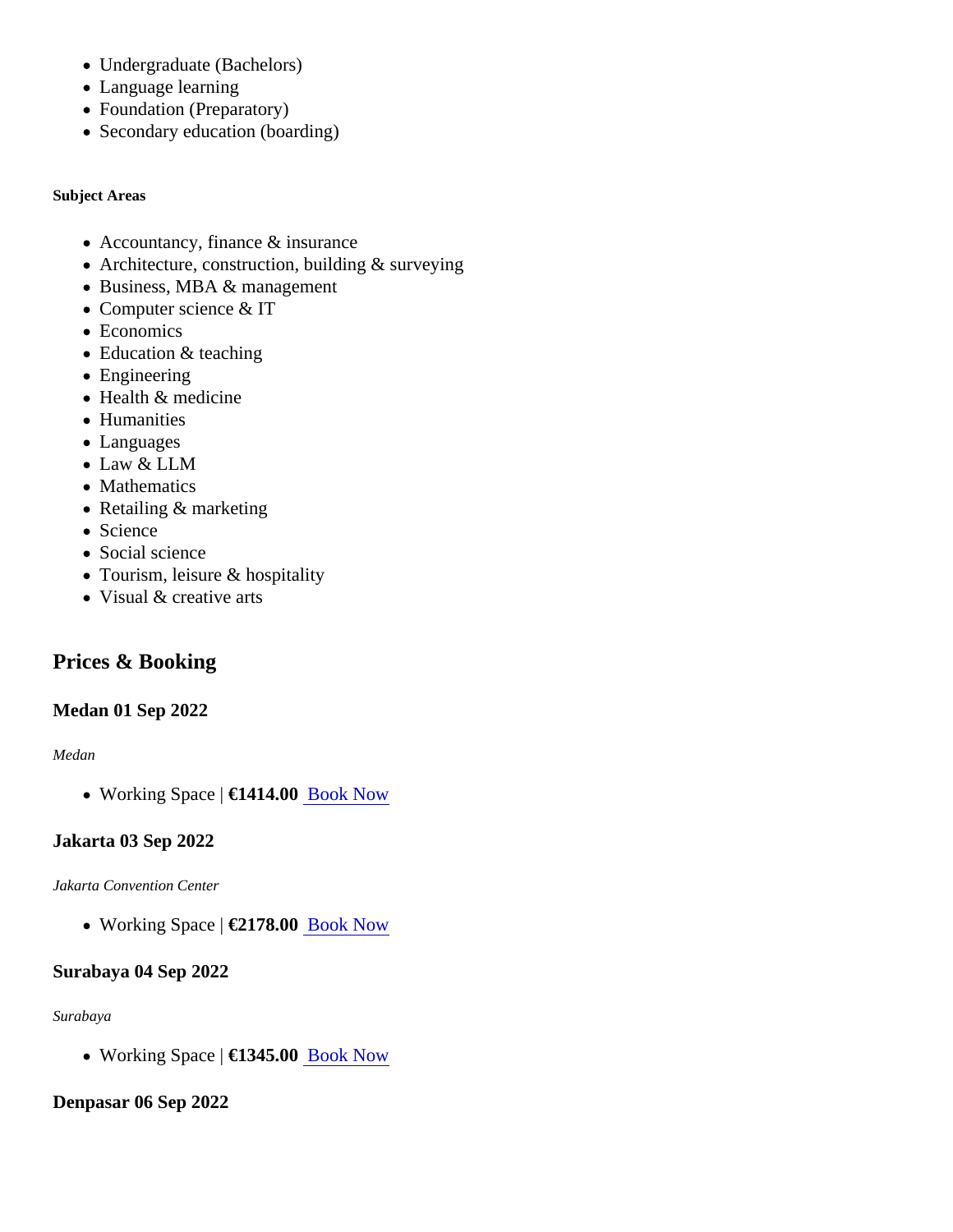- Undergraduate (Bachelors)
- Language learning
- Foundation (Preparatory)
- Secondary education (boarding)

**Subject Areas**

- Accountancy, finance & insurance
- Architecture, construction, building & surveying
- Business, MBA & management
- Computer science & IT
- Economics
- Education & teaching
- Engineering
- Health & medicine
- Humanities
- Languages
- Law & LLM
- Mathematics
- Retailing & marketing
- Science
- Social science
- Tourism, leisure & hospitality
- Visual & creative arts

## Prices & Booking

### Medan 01 Sep 2022

*Medan*

- Working Space | **€1414.00** Book Now

### Jakarta 03 Sep 2022

*Jakarta Convention Center*

- Working Space | **€2178.00** Book Now

### Surabaya 04 Sep 2022

*Surabaya*

- Working Space | **€1345.00** Book Now

### Denpasar 06 Sep 2022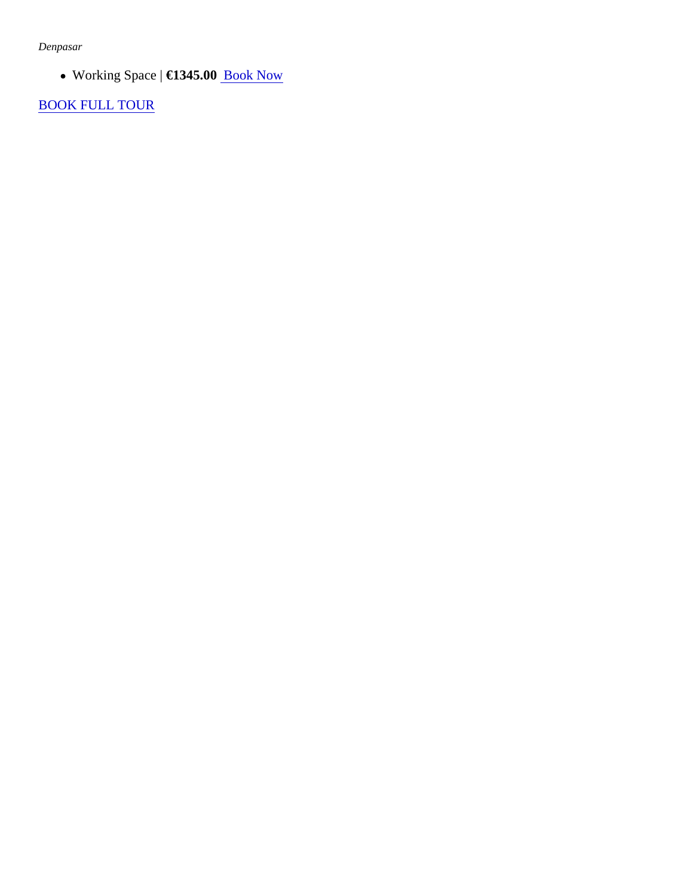*Denpasar*

- Working Space | **€1345.00** Book Now

BOOK FULL TOUR